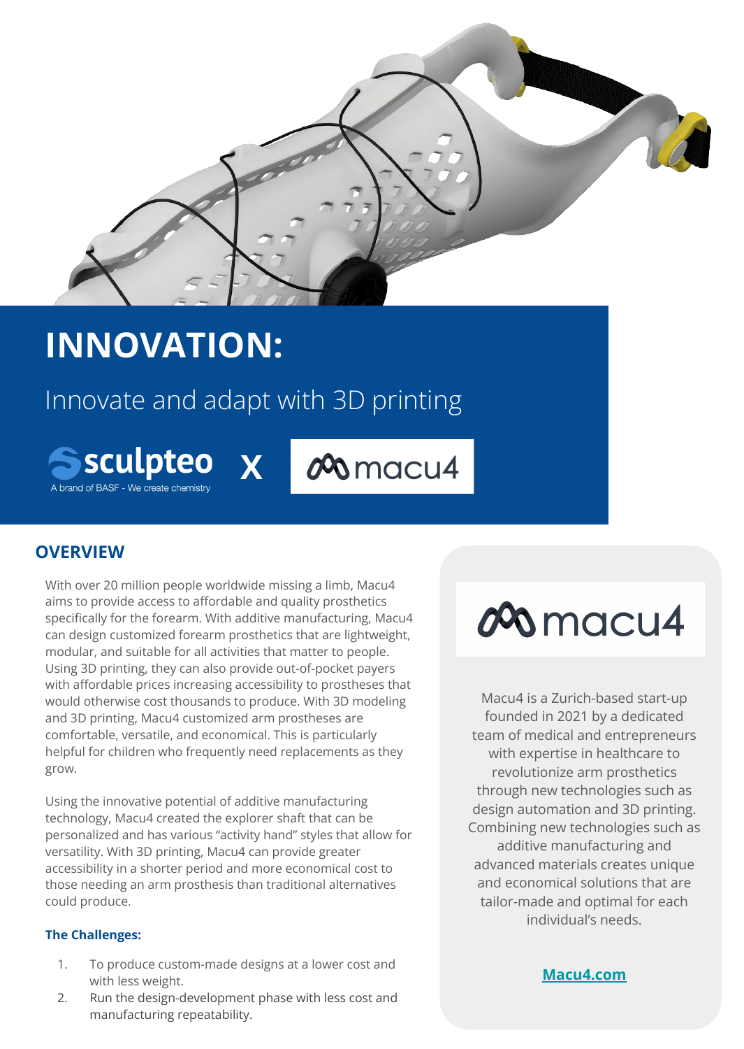# INNOVATION:

## Innovate and adapt with 3D printing

sculpteo
A brand of BASF - We create chemistry

X

macu4

## OVERVIEW

With over 20 million people worldwide missing a limb, Macu4 aims to provide access to affordable and quality prosthetics specifically for the forearm. With additive manufacturing, Macu4 can design customized forearm prosthetics that are lightweight, modular, and suitable for all activities that matter to people. Using 3D printing, they can also provide out-of-pocket payers with affordable prices increasing accessibility to prostheses that would otherwise cost thousands to produce. With 3D modeling and 3D printing, Macu4 customized arm prostheses are comfortable, versatile, and economical. This is particularly helpful for children who frequently need replacements as they grow.

Using the innovative potential of additive manufacturing technology, Macu4 created the explorer shaft that can be personalized and has various "activity hand" styles that allow for versatility. With 3D printing, Macu4 can provide greater accessibility in a shorter period and more economical cost to those needing an arm prosthesis than traditional alternatives could produce.

### The Challenges:

1. To produce custom-made designs at a lower cost and with less weight.
2. Run the design-development phase with less cost and manufacturing repeatability.

macu4

Macu4 is a Zurich-based start-up founded in 2021 by a dedicated team of medical and entrepreneurs with expertise in healthcare to revolutionize arm prosthetics through new technologies such as design automation and 3D printing. Combining new technologies such as additive manufacturing and advanced materials creates unique and economical solutions that are tailor-made and optimal for each individual's needs.

**Macu4.com**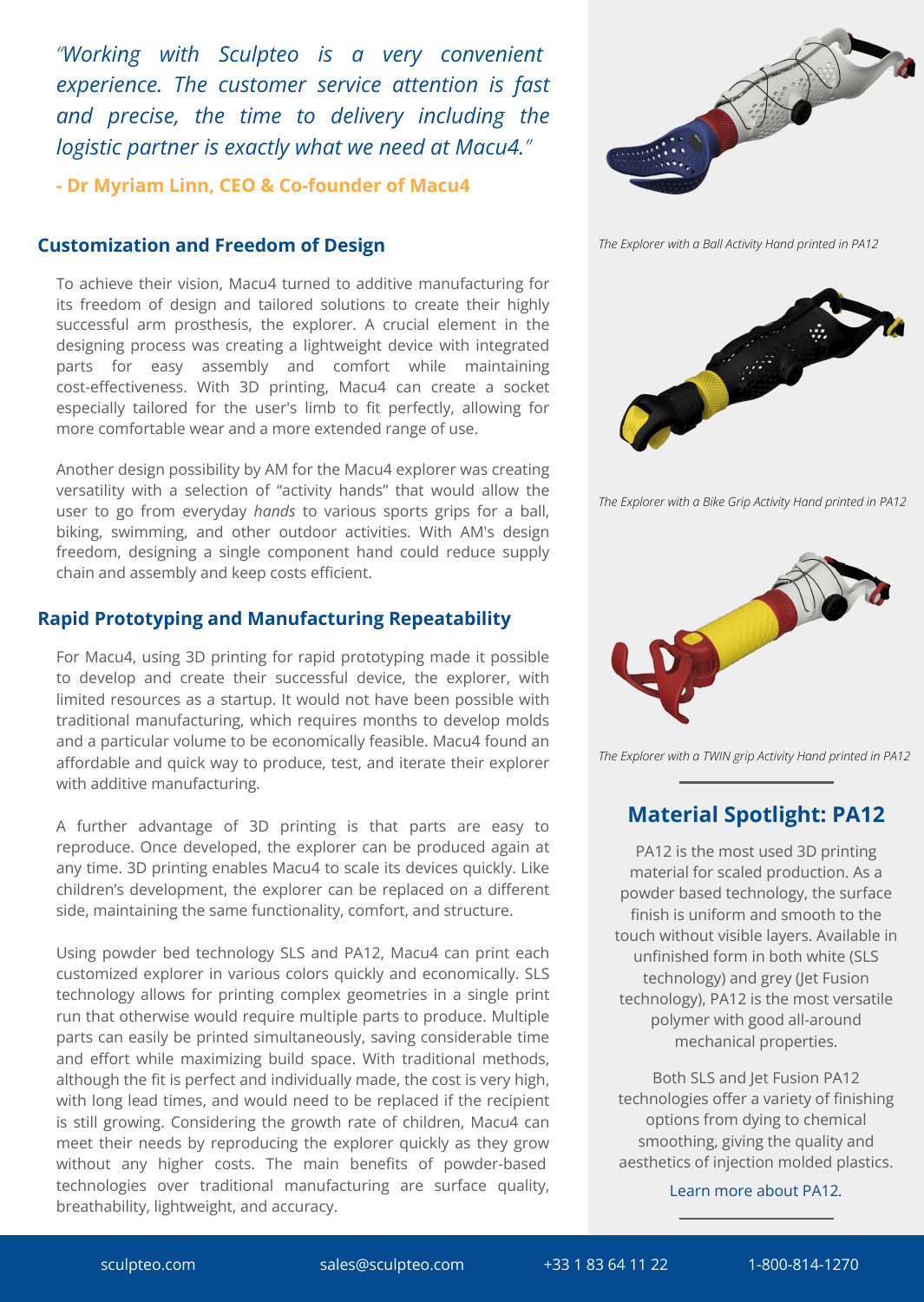*"Working with Sculpteo is a very convenient experience. The customer service attention is fast and precise, the time to delivery including the logistic partner is exactly what we need at Macu4."*

**- Dr Myriam Linn, CEO & Co-founder of Macu4**

## Customization and Freedom of Design

To achieve their vision, Macu4 turned to additive manufacturing for its freedom of design and tailored solutions to create their highly successful arm prosthesis, the explorer. A crucial element in the designing process was creating a lightweight device with integrated parts for easy assembly and comfort while maintaining cost-effectiveness. With 3D printing, Macu4 can create a socket especially tailored for the user's limb to fit perfectly, allowing for more comfortable wear and a more extended range of use.

Another design possibility by AM for the Macu4 explorer was creating versatility with a selection of "activity hands" that would allow the user to go from everyday *hands* to various sports grips for a ball, biking, swimming, and other outdoor activities. With AM's design freedom, designing a single component hand could reduce supply chain and assembly and keep costs efficient.

## Rapid Prototyping and Manufacturing Repeatability

For Macu4, using 3D printing for rapid prototyping made it possible to develop and create their successful device, the explorer, with limited resources as a startup. It would not have been possible with traditional manufacturing, which requires months to develop molds and a particular volume to be economically feasible. Macu4 found an affordable and quick way to produce, test, and iterate their explorer with additive manufacturing.

A further advantage of 3D printing is that parts are easy to reproduce. Once developed, the explorer can be produced again at any time. 3D printing enables Macu4 to scale its devices quickly. Like children's development, the explorer can be replaced on a different side, maintaining the same functionality, comfort, and structure.

Using powder bed technology SLS and PA12, Macu4 can print each customized explorer in various colors quickly and economically. SLS technology allows for printing complex geometries in a single print run that otherwise would require multiple parts to produce. Multiple parts can easily be printed simultaneously, saving considerable time and effort while maximizing build space. With traditional methods, although the fit is perfect and individually made, the cost is very high, with long lead times, and would need to be replaced if the recipient is still growing. Considering the growth rate of children, Macu4 can meet their needs by reproducing the explorer quickly as they grow without any higher costs. The main benefits of powder-based technologies over traditional manufacturing are surface quality, breathability, lightweight, and accuracy.

*The Explorer with a Ball Activity Hand printed in PA12*

*The Explorer with a Bike Grip Activity Hand printed in PA12*

*The Explorer with a TWIN grip Activity Hand printed in PA12*

## Material Spotlight: PA12

PA12 is the most used 3D printing material for scaled production. As a powder based technology, the surface finish is uniform and smooth to the touch without visible layers. Available in unfinished form in both white (SLS technology) and grey (Jet Fusion technology), PA12 is the most versatile polymer with good all-around mechanical properties.

Both SLS and Jet Fusion PA12 technologies offer a variety of finishing options from dying to chemical smoothing, giving the quality and aesthetics of injection molded plastics.

Learn more about PA12.

sculpteo.com | sales@sculpteo.com | +33 1 83 64 11 22 | 1-800-814-1270